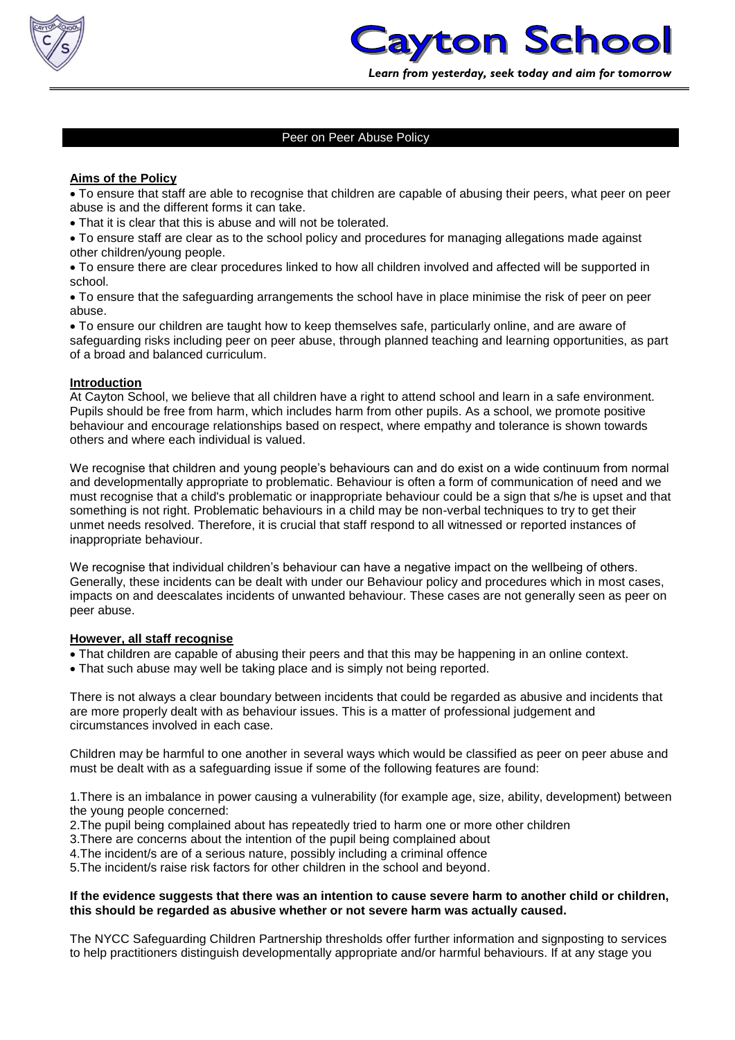# Cayton School

*Learn from yesterday, seek today and aim for tomorrow*

## Peer on Peer Abuse Policy

**Aims of the Policy**

- To ensure that staff are able to recognise that children are capable of abusing their peers, what peer on peer abuse is and the different forms it can take.
- That it is clear that this is abuse and will not be tolerated.
- To ensure staff are clear as to the school policy and procedures for managing allegations made against other children/young people.
- To ensure there are clear procedures linked to how all children involved and affected will be supported in school.
- To ensure that the safeguarding arrangements the school have in place minimise the risk of peer on peer abuse.
- To ensure our children are taught how to keep themselves safe, particularly online, and are aware of safeguarding risks including peer on peer abuse, through planned teaching and learning opportunities, as part of a broad and balanced curriculum.

**Introduction**

At Cayton School, we believe that all children have a right to attend school and learn in a safe environment. Pupils should be free from harm, which includes harm from other pupils. As a school, we promote positive behaviour and encourage relationships based on respect, where empathy and tolerance is shown towards others and where each individual is valued.

We recognise that children and young people's behaviours can and do exist on a wide continuum from normal and developmentally appropriate to problematic. Behaviour is often a form of communication of need and we must recognise that a child's problematic or inappropriate behaviour could be a sign that s/he is upset and that something is not right. Problematic behaviours in a child may be non-verbal techniques to try to get their unmet needs resolved. Therefore, it is crucial that staff respond to all witnessed or reported instances of inappropriate behaviour.

We recognise that individual children's behaviour can have a negative impact on the wellbeing of others. Generally, these incidents can be dealt with under our Behaviour policy and procedures which in most cases, impacts on and deescalates incidents of unwanted behaviour. These cases are not generally seen as peer on peer abuse.

**However, all staff recognise**

- That children are capable of abusing their peers and that this may be happening in an online context.
- That such abuse may well be taking place and is simply not being reported.

There is not always a clear boundary between incidents that could be regarded as abusive and incidents that are more properly dealt with as behaviour issues. This is a matter of professional judgement and circumstances involved in each case.

Children may be harmful to one another in several ways which would be classified as peer on peer abuse and must be dealt with as a safeguarding issue if some of the following features are found:

1. There is an imbalance in power causing a vulnerability (for example age, size, ability, development) between the young people concerned:
2. The pupil being complained about has repeatedly tried to harm one or more other children
3. There are concerns about the intention of the pupil being complained about
4. The incident/s are of a serious nature, possibly including a criminal offence
5. The incident/s raise risk factors for other children in the school and beyond.

**If the evidence suggests that there was an intention to cause severe harm to another child or children, this should be regarded as abusive whether or not severe harm was actually caused.**

The NYCC Safeguarding Children Partnership thresholds offer further information and signposting to services to help practitioners distinguish developmentally appropriate and/or harmful behaviours. If at any stage you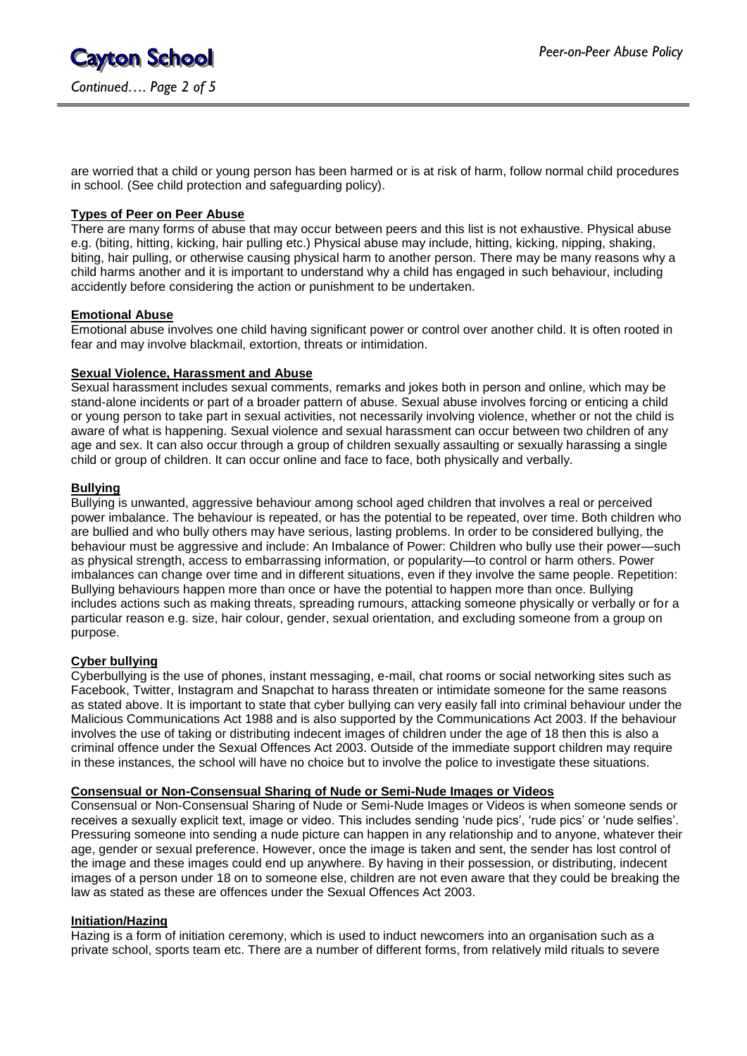are worried that a child or young person has been harmed or is at risk of harm, follow normal child procedures in school. (See child protection and safeguarding policy).

**Types of Peer on Peer Abuse**

There are many forms of abuse that may occur between peers and this list is not exhaustive. Physical abuse e.g. (biting, hitting, kicking, hair pulling etc.) Physical abuse may include, hitting, kicking, nipping, shaking, biting, hair pulling, or otherwise causing physical harm to another person. There may be many reasons why a child harms another and it is important to understand why a child has engaged in such behaviour, including accidently before considering the action or punishment to be undertaken.

**Emotional Abuse**

Emotional abuse involves one child having significant power or control over another child. It is often rooted in fear and may involve blackmail, extortion, threats or intimidation.

**Sexual Violence, Harassment and Abuse**

Sexual harassment includes sexual comments, remarks and jokes both in person and online, which may be stand-alone incidents or part of a broader pattern of abuse. Sexual abuse involves forcing or enticing a child or young person to take part in sexual activities, not necessarily involving violence, whether or not the child is aware of what is happening. Sexual violence and sexual harassment can occur between two children of any age and sex. It can also occur through a group of children sexually assaulting or sexually harassing a single child or group of children. It can occur online and face to face, both physically and verbally.

**Bullying**

Bullying is unwanted, aggressive behaviour among school aged children that involves a real or perceived power imbalance. The behaviour is repeated, or has the potential to be repeated, over time. Both children who are bullied and who bully others may have serious, lasting problems. In order to be considered bullying, the behaviour must be aggressive and include: An Imbalance of Power: Children who bully use their power—such as physical strength, access to embarrassing information, or popularity—to control or harm others. Power imbalances can change over time and in different situations, even if they involve the same people. Repetition: Bullying behaviours happen more than once or have the potential to happen more than once. Bullying includes actions such as making threats, spreading rumours, attacking someone physically or verbally or for a particular reason e.g. size, hair colour, gender, sexual orientation, and excluding someone from a group on purpose.

**Cyber bullying**

Cyberbullying is the use of phones, instant messaging, e-mail, chat rooms or social networking sites such as Facebook, Twitter, Instagram and Snapchat to harass threaten or intimidate someone for the same reasons as stated above. It is important to state that cyber bullying can very easily fall into criminal behaviour under the Malicious Communications Act 1988 and is also supported by the Communications Act 2003. If the behaviour involves the use of taking or distributing indecent images of children under the age of 18 then this is also a criminal offence under the Sexual Offences Act 2003. Outside of the immediate support children may require in these instances, the school will have no choice but to involve the police to investigate these situations.

**Consensual or Non-Consensual Sharing of Nude or Semi-Nude Images or Videos**

Consensual or Non-Consensual Sharing of Nude or Semi-Nude Images or Videos is when someone sends or receives a sexually explicit text, image or video. This includes sending 'nude pics', 'rude pics' or 'nude selfies'. Pressuring someone into sending a nude picture can happen in any relationship and to anyone, whatever their age, gender or sexual preference. However, once the image is taken and sent, the sender has lost control of the image and these images could end up anywhere. By having in their possession, or distributing, indecent images of a person under 18 on to someone else, children are not even aware that they could be breaking the law as stated as these are offences under the Sexual Offences Act 2003.

**Initiation/Hazing**

Hazing is a form of initiation ceremony, which is used to induct newcomers into an organisation such as a private school, sports team etc. There are a number of different forms, from relatively mild rituals to severe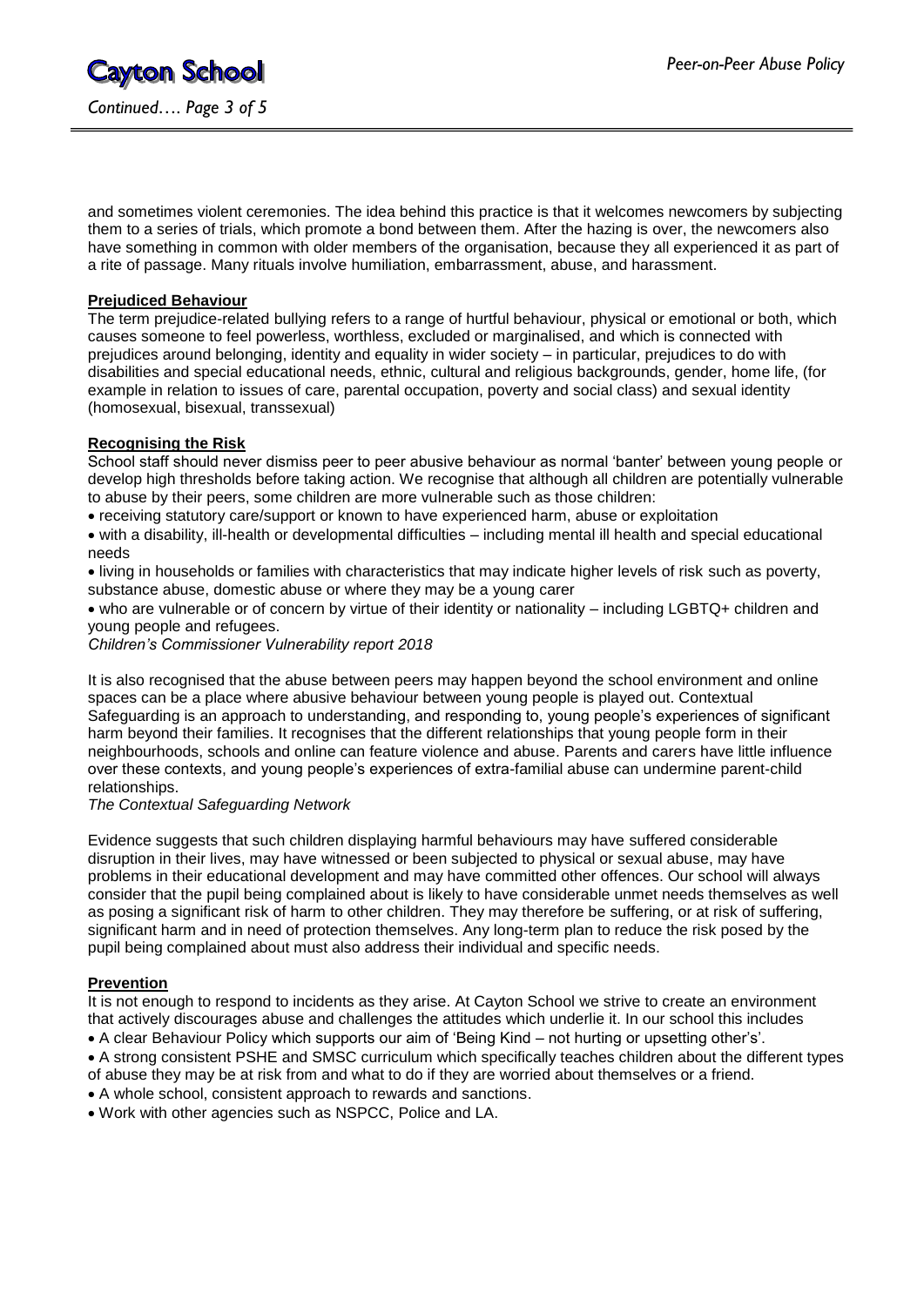and sometimes violent ceremonies. The idea behind this practice is that it welcomes newcomers by subjecting them to a series of trials, which promote a bond between them. After the hazing is over, the newcomers also have something in common with older members of the organisation, because they all experienced it as part of a rite of passage. Many rituals involve humiliation, embarrassment, abuse, and harassment.

**Prejudiced Behaviour**

The term prejudice-related bullying refers to a range of hurtful behaviour, physical or emotional or both, which causes someone to feel powerless, worthless, excluded or marginalised, and which is connected with prejudices around belonging, identity and equality in wider society – in particular, prejudices to do with disabilities and special educational needs, ethnic, cultural and religious backgrounds, gender, home life, (for example in relation to issues of care, parental occupation, poverty and social class) and sexual identity (homosexual, bisexual, transsexual)

**Recognising the Risk**

School staff should never dismiss peer to peer abusive behaviour as normal 'banter' between young people or develop high thresholds before taking action. We recognise that although all children are potentially vulnerable to abuse by their peers, some children are more vulnerable such as those children:

- receiving statutory care/support or known to have experienced harm, abuse or exploitation
- with a disability, ill-health or developmental difficulties – including mental ill health and special educational needs
- living in households or families with characteristics that may indicate higher levels of risk such as poverty, substance abuse, domestic abuse or where they may be a young carer
- who are vulnerable or of concern by virtue of their identity or nationality – including LGBTQ+ children and young people and refugees.

*Children's Commissioner Vulnerability report 2018*

It is also recognised that the abuse between peers may happen beyond the school environment and online spaces can be a place where abusive behaviour between young people is played out. Contextual Safeguarding is an approach to understanding, and responding to, young people's experiences of significant harm beyond their families. It recognises that the different relationships that young people form in their neighbourhoods, schools and online can feature violence and abuse. Parents and carers have little influence over these contexts, and young people's experiences of extra-familial abuse can undermine parent-child relationships.

*The Contextual Safeguarding Network*

Evidence suggests that such children displaying harmful behaviours may have suffered considerable disruption in their lives, may have witnessed or been subjected to physical or sexual abuse, may have problems in their educational development and may have committed other offences. Our school will always consider that the pupil being complained about is likely to have considerable unmet needs themselves as well as posing a significant risk of harm to other children. They may therefore be suffering, or at risk of suffering, significant harm and in need of protection themselves. Any long-term plan to reduce the risk posed by the pupil being complained about must also address their individual and specific needs.

**Prevention**

It is not enough to respond to incidents as they arise. At Cayton School we strive to create an environment that actively discourages abuse and challenges the attitudes which underlie it. In our school this includes

- A clear Behaviour Policy which supports our aim of 'Being Kind – not hurting or upsetting other's'.
- A strong consistent PSHE and SMSC curriculum which specifically teaches children about the different types of abuse they may be at risk from and what to do if they are worried about themselves or a friend.
- A whole school, consistent approach to rewards and sanctions.
- Work with other agencies such as NSPCC, Police and LA.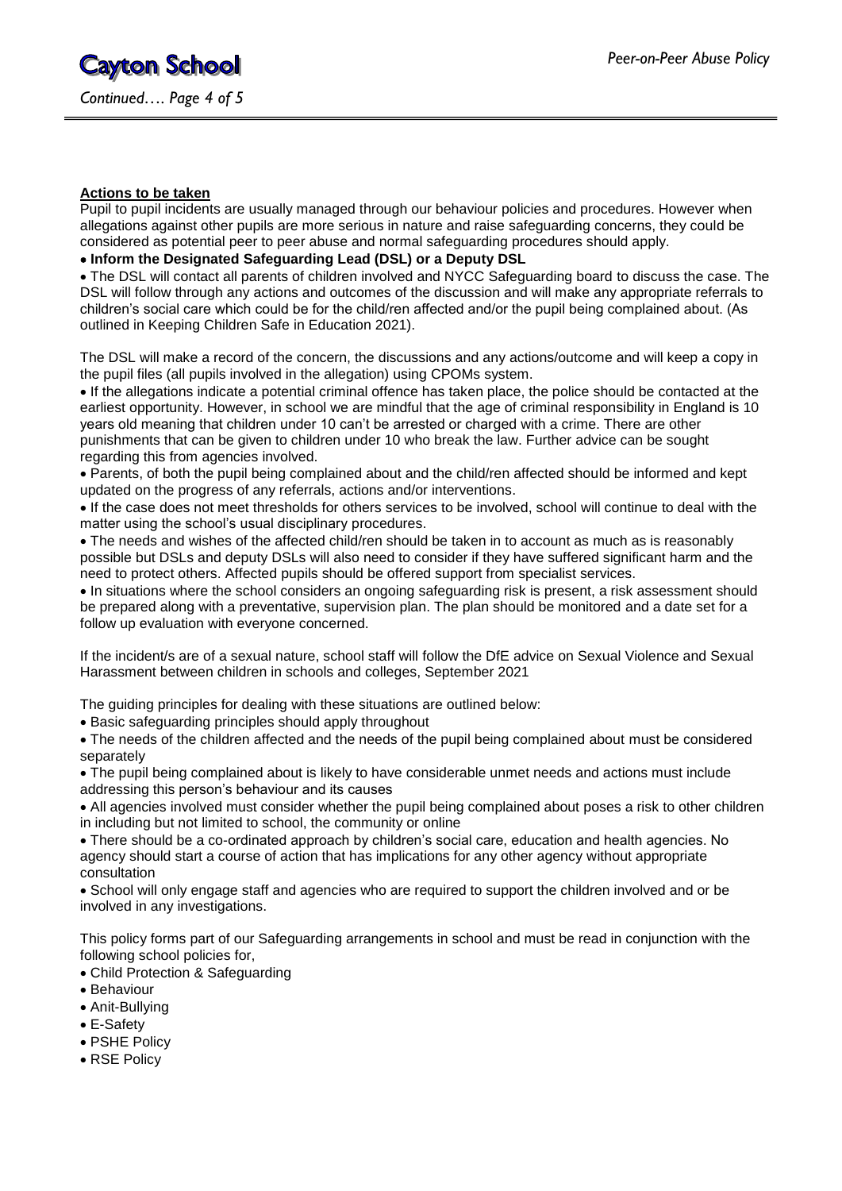**Actions to be taken**

Pupil to pupil incidents are usually managed through our behaviour policies and procedures. However when allegations against other pupils are more serious in nature and raise safeguarding concerns, they could be considered as potential peer to peer abuse and normal safeguarding procedures should apply.

- **Inform the Designated Safeguarding Lead (DSL) or a Deputy DSL**
- The DSL will contact all parents of children involved and NYCC Safeguarding board to discuss the case. The DSL will follow through any actions and outcomes of the discussion and will make any appropriate referrals to children's social care which could be for the child/ren affected and/or the pupil being complained about. (As outlined in Keeping Children Safe in Education 2021).

The DSL will make a record of the concern, the discussions and any actions/outcome and will keep a copy in the pupil files (all pupils involved in the allegation) using CPOMs system.

- If the allegations indicate a potential criminal offence has taken place, the police should be contacted at the earliest opportunity. However, in school we are mindful that the age of criminal responsibility in England is 10 years old meaning that children under 10 can't be arrested or charged with a crime. There are other punishments that can be given to children under 10 who break the law. Further advice can be sought regarding this from agencies involved.
- Parents, of both the pupil being complained about and the child/ren affected should be informed and kept updated on the progress of any referrals, actions and/or interventions.
- If the case does not meet thresholds for others services to be involved, school will continue to deal with the matter using the school's usual disciplinary procedures.
- The needs and wishes of the affected child/ren should be taken in to account as much as is reasonably possible but DSLs and deputy DSLs will also need to consider if they have suffered significant harm and the need to protect others. Affected pupils should be offered support from specialist services.
- In situations where the school considers an ongoing safeguarding risk is present, a risk assessment should be prepared along with a preventative, supervision plan. The plan should be monitored and a date set for a follow up evaluation with everyone concerned.

If the incident/s are of a sexual nature, school staff will follow the DfE advice on Sexual Violence and Sexual Harassment between children in schools and colleges, September 2021

The guiding principles for dealing with these situations are outlined below:

- Basic safeguarding principles should apply throughout
- The needs of the children affected and the needs of the pupil being complained about must be considered separately
- The pupil being complained about is likely to have considerable unmet needs and actions must include addressing this person's behaviour and its causes
- All agencies involved must consider whether the pupil being complained about poses a risk to other children in including but not limited to school, the community or online
- There should be a co-ordinated approach by children's social care, education and health agencies. No agency should start a course of action that has implications for any other agency without appropriate consultation
- School will only engage staff and agencies who are required to support the children involved and or be involved in any investigations.

This policy forms part of our Safeguarding arrangements in school and must be read in conjunction with the following school policies for,

- Child Protection & Safeguarding
- Behaviour
- Anit-Bullying
- E-Safety
- PSHE Policy
- RSE Policy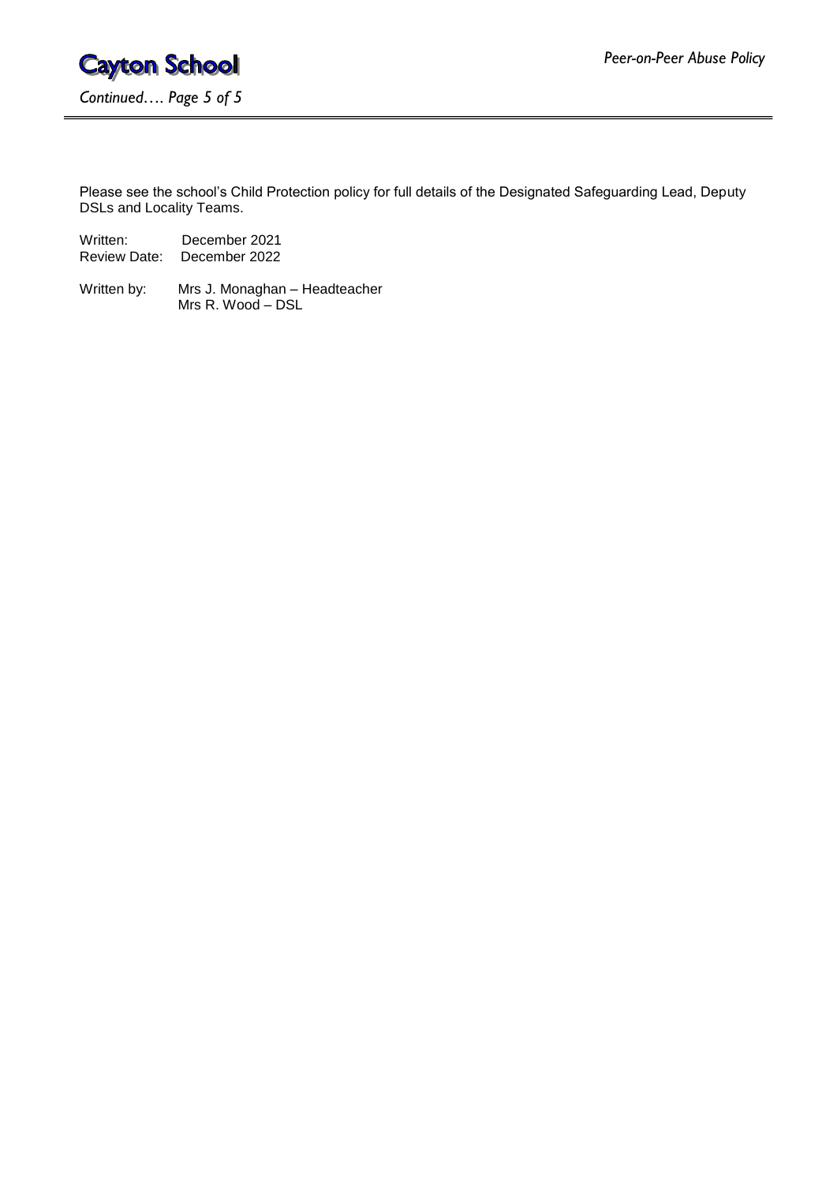Please see the school's Child Protection policy for full details of the Designated Safeguarding Lead, Deputy DSLs and Locality Teams.

Written: December 2021
Review Date: December 2022

Written by: Mrs J. Monaghan – Headteacher
Mrs R. Wood – DSL